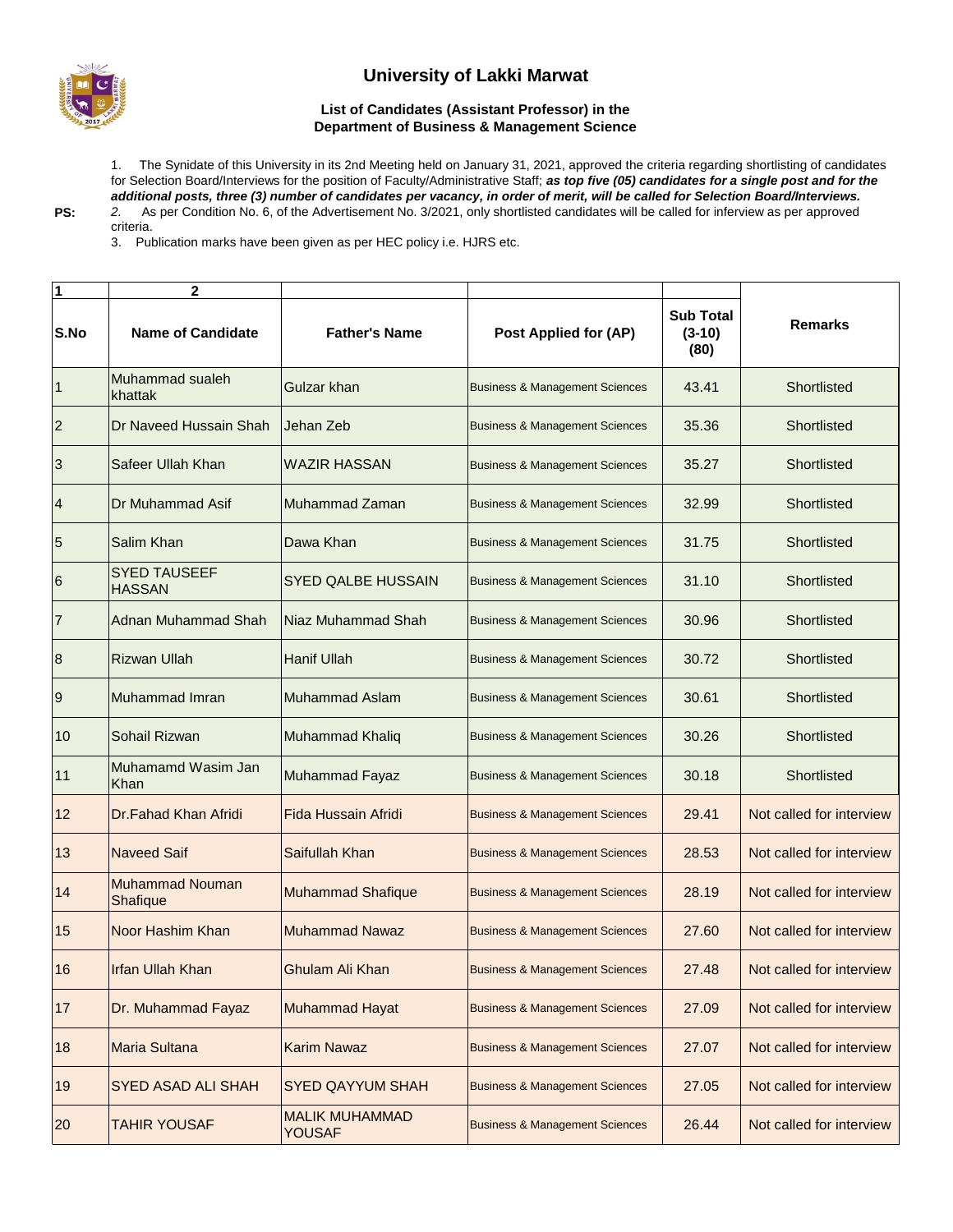# University of Lakki Marwat

### List of Candidates (Assistant Professor) in the Department of Business & Management Science

**PS:**

1. The Synidate of this University in its 2nd Meeting held on January 31, 2021, approved the criteria regarding shortlisting of candidates for Selection Board/Interviews for the position of Faculty/Administrative Staff; ***as top five (05) candidates for a single post and for the additional posts, three (3) number of candidates per vacancy, in order of merit, will be called for Selection Board/Interviews.***
2. As per Condition No. 6, of the Advertisement No. 3/2021, only shortlisted candidates will be called for inferview as per approved criteria.
3. Publication marks have been given as per HEC policy i.e. HJRS etc.

| 1 | 2 | | | | |
|---|---|---|---|---|---|
| **S.No** | **Name of Candidate** | **Father's Name** | **Post Applied for (AP)** | **Sub Total (3-10) (80)** | **Remarks** |
| 1 | Muhammad sualeh khattak | Gulzar khan | Business & Management Sciences | 43.41 | Shortlisted |
| 2 | Dr Naveed Hussain Shah | Jehan Zeb | Business & Management Sciences | 35.36 | Shortlisted |
| 3 | Safeer Ullah Khan | WAZIR HASSAN | Business & Management Sciences | 35.27 | Shortlisted |
| 4 | Dr Muhammad Asif | Muhammad Zaman | Business & Management Sciences | 32.99 | Shortlisted |
| 5 | Salim Khan | Dawa Khan | Business & Management Sciences | 31.75 | Shortlisted |
| 6 | SYED TAUSEEF HASSAN | SYED QALBE HUSSAIN | Business & Management Sciences | 31.10 | Shortlisted |
| 7 | Adnan Muhammad Shah | Niaz Muhammad Shah | Business & Management Sciences | 30.96 | Shortlisted |
| 8 | Rizwan Ullah | Hanif Ullah | Business & Management Sciences | 30.72 | Shortlisted |
| 9 | Muhammad Imran | Muhammad Aslam | Business & Management Sciences | 30.61 | Shortlisted |
| 10 | Sohail Rizwan | Muhammad Khaliq | Business & Management Sciences | 30.26 | Shortlisted |
| 11 | Muhamamd Wasim Jan Khan | Muhammad Fayaz | Business & Management Sciences | 30.18 | Shortlisted |
| 12 | Dr.Fahad Khan Afridi | Fida Hussain Afridi | Business & Management Sciences | 29.41 | Not called for interview |
| 13 | Naveed Saif | Saifullah Khan | Business & Management Sciences | 28.53 | Not called for interview |
| 14 | Muhammad Nouman Shafique | Muhammad Shafique | Business & Management Sciences | 28.19 | Not called for interview |
| 15 | Noor Hashim Khan | Muhammad Nawaz | Business & Management Sciences | 27.60 | Not called for interview |
| 16 | Irfan Ullah Khan | Ghulam Ali Khan | Business & Management Sciences | 27.48 | Not called for interview |
| 17 | Dr. Muhammad Fayaz | Muhammad Hayat | Business & Management Sciences | 27.09 | Not called for interview |
| 18 | Maria Sultana | Karim Nawaz | Business & Management Sciences | 27.07 | Not called for interview |
| 19 | SYED ASAD ALI SHAH | SYED QAYYUM SHAH | Business & Management Sciences | 27.05 | Not called for interview |
| 20 | TAHIR YOUSAF | MALIK MUHAMMAD YOUSAF | Business & Management Sciences | 26.44 | Not called for interview |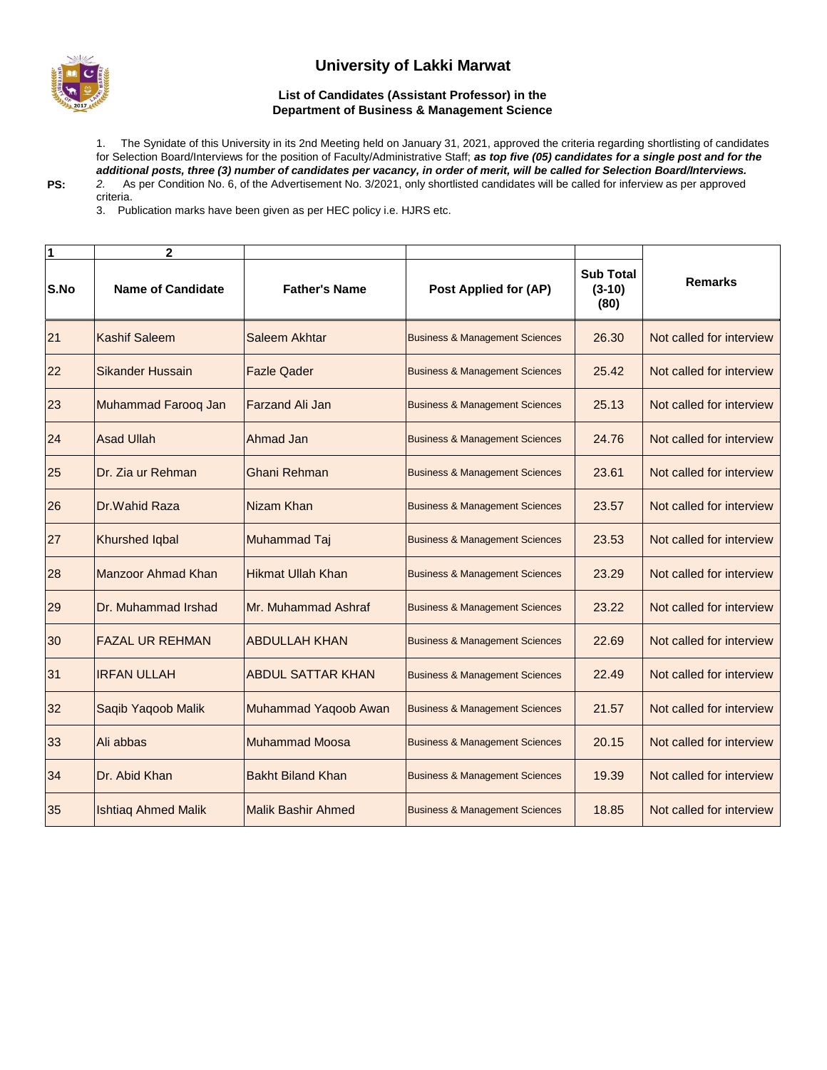# University of Lakki Marwat

**List of Candidates (Assistant Professor) in the Department of Business & Management Science**

**PS:**

1. The Synidate of this University in its 2nd Meeting held on January 31, 2021, approved the criteria regarding shortlisting of candidates for Selection Board/Interviews for the position of Faculty/Administrative Staff; ***as top five (05) candidates for a single post and for the additional posts, three (3) number of candidates per vacancy, in order of merit, will be called for Selection Board/Interviews.***
2. As per Condition No. 6, of the Advertisement No. 3/2021, only shortlisted candidates will be called for inferview as per approved criteria.
3. Publication marks have been given as per HEC policy i.e. HJRS etc.

| 1 | 2 | | | | |
|---|---|---|---|---|---|
| **S.No** | **Name of Candidate** | **Father's Name** | **Post Applied for (AP)** | **Sub Total (3-10) (80)** | **Remarks** |
| 21 | Kashif Saleem | Saleem Akhtar | Business & Management Sciences | 26.30 | Not called for interview |
| 22 | Sikander Hussain | Fazle Qader | Business & Management Sciences | 25.42 | Not called for interview |
| 23 | Muhammad Farooq Jan | Farzand Ali Jan | Business & Management Sciences | 25.13 | Not called for interview |
| 24 | Asad Ullah | Ahmad Jan | Business & Management Sciences | 24.76 | Not called for interview |
| 25 | Dr. Zia ur Rehman | Ghani Rehman | Business & Management Sciences | 23.61 | Not called for interview |
| 26 | Dr.Wahid Raza | Nizam Khan | Business & Management Sciences | 23.57 | Not called for interview |
| 27 | Khurshed Iqbal | Muhammad Taj | Business & Management Sciences | 23.53 | Not called for interview |
| 28 | Manzoor Ahmad Khan | Hikmat Ullah Khan | Business & Management Sciences | 23.29 | Not called for interview |
| 29 | Dr. Muhammad Irshad | Mr. Muhammad Ashraf | Business & Management Sciences | 23.22 | Not called for interview |
| 30 | FAZAL UR REHMAN | ABDULLAH KHAN | Business & Management Sciences | 22.69 | Not called for interview |
| 31 | IRFAN ULLAH | ABDUL SATTAR KHAN | Business & Management Sciences | 22.49 | Not called for interview |
| 32 | Saqib Yaqoob Malik | Muhammad Yaqoob Awan | Business & Management Sciences | 21.57 | Not called for interview |
| 33 | Ali abbas | Muhammad Moosa | Business & Management Sciences | 20.15 | Not called for interview |
| 34 | Dr. Abid Khan | Bakht Biland Khan | Business & Management Sciences | 19.39 | Not called for interview |
| 35 | Ishtiaq Ahmed Malik | Malik Bashir Ahmed | Business & Management Sciences | 18.85 | Not called for interview |